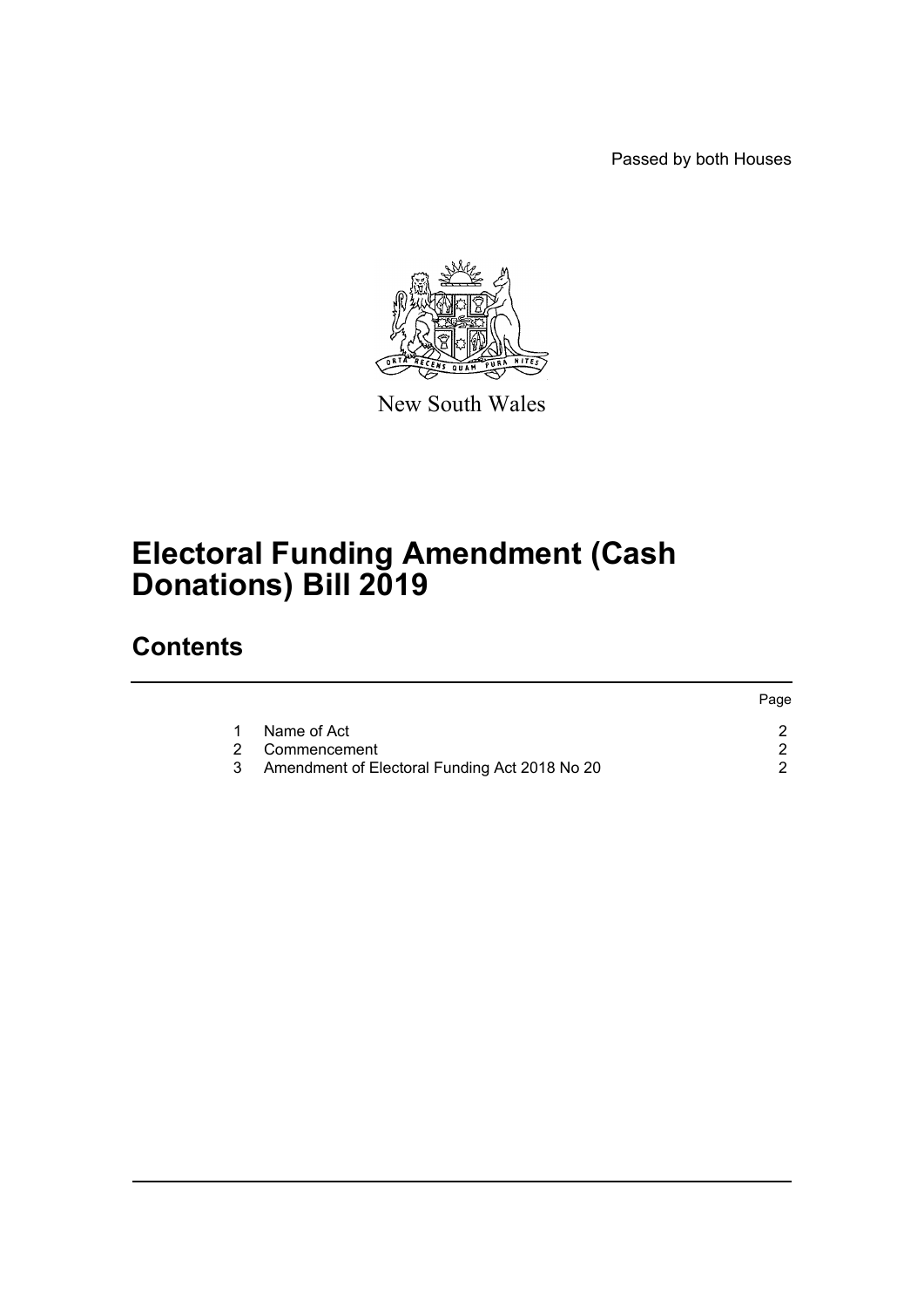Passed by both Houses

New South Wales

# Electoral Funding Amendment (Cash Donations) Bill 2019

## Contents

| | | Page |
|---|---|---|
| 1 | Name of Act | 2 |
| 2 | Commencement | 2 |
| 3 | Amendment of Electoral Funding Act 2018 No 20 | 2 |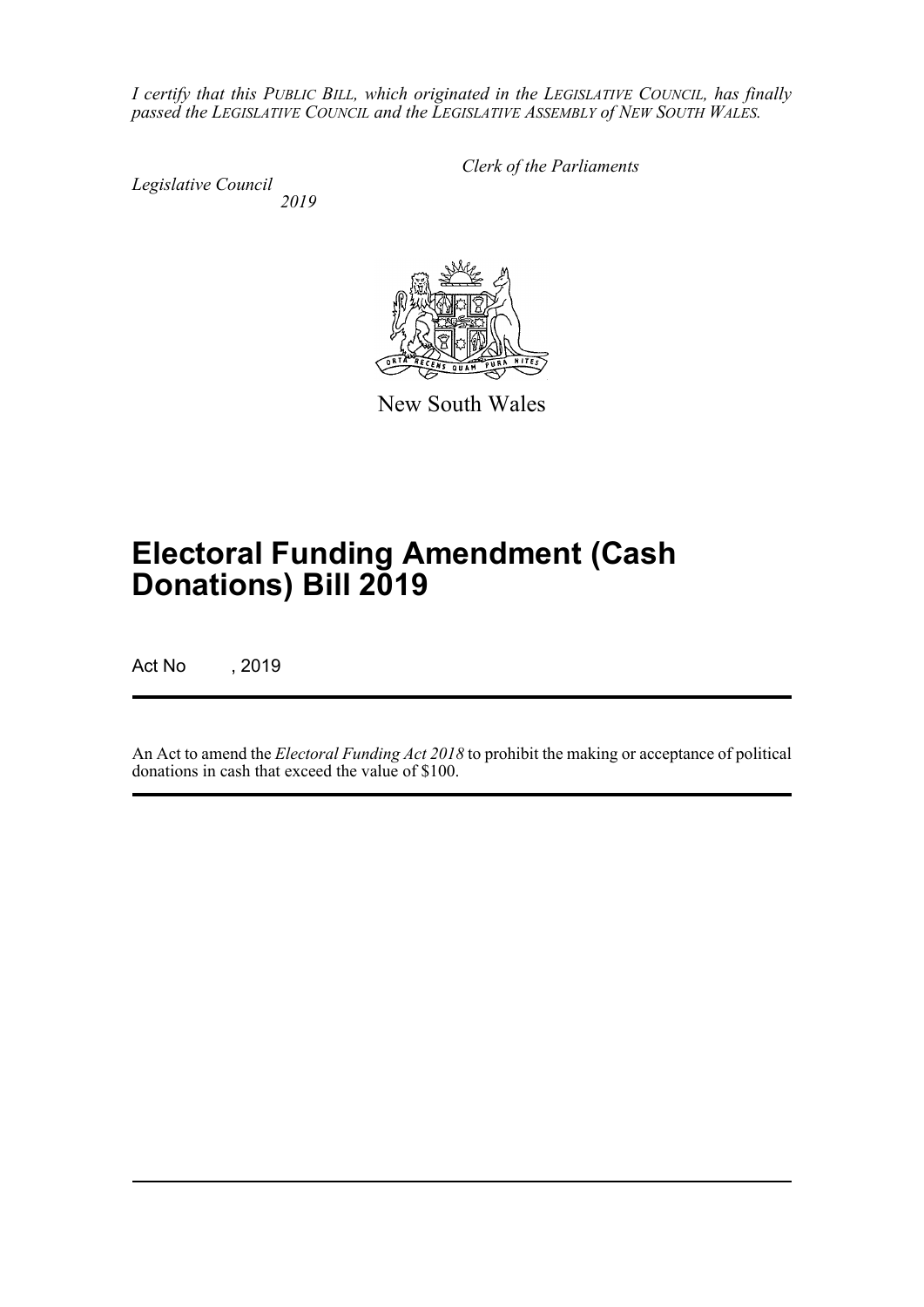*I certify that this PUBLIC BILL, which originated in the LEGISLATIVE COUNCIL, has finally passed the LEGISLATIVE COUNCIL and the LEGISLATIVE ASSEMBLY of NEW SOUTH WALES.*

*Clerk of the Parliaments*

*Legislative Council*
*2019*

New South Wales

# Electoral Funding Amendment (Cash Donations) Bill 2019

Act No , 2019

An Act to amend the *Electoral Funding Act 2018* to prohibit the making or acceptance of political donations in cash that exceed the value of $100.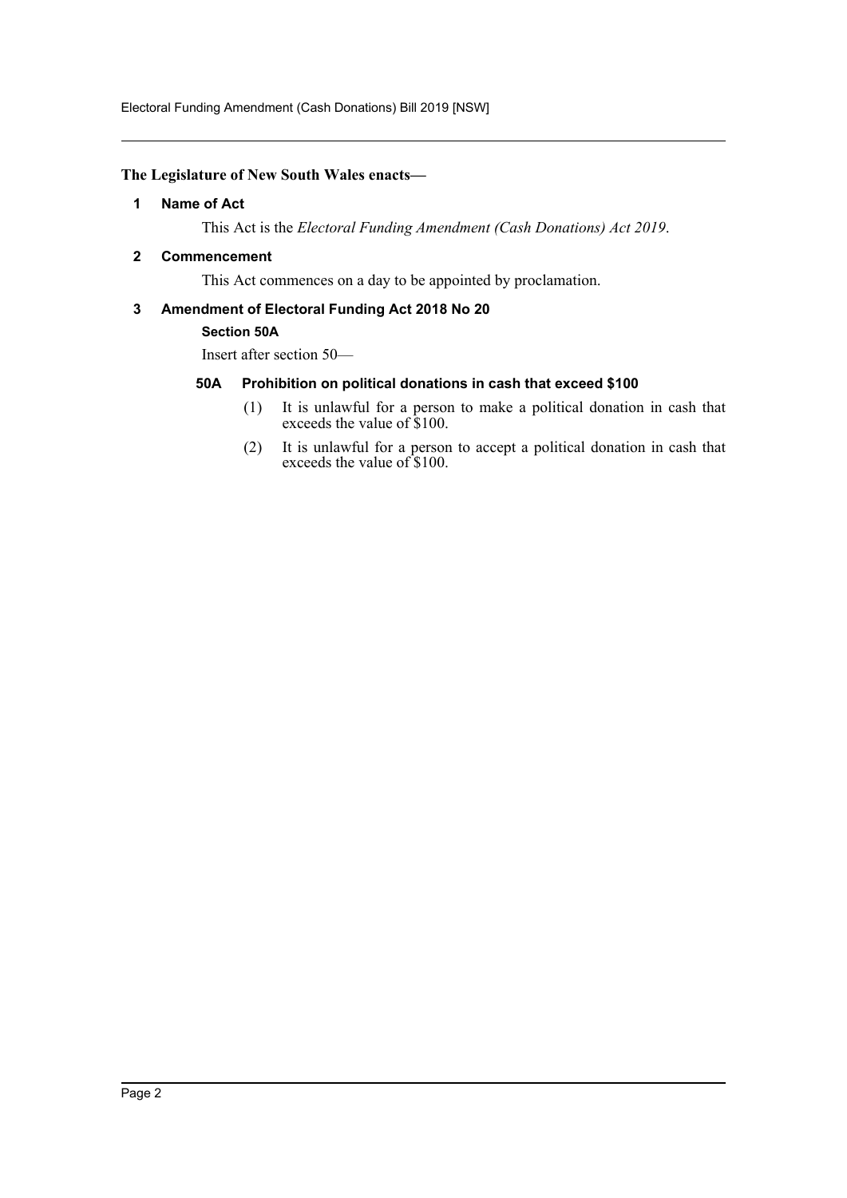**The Legislature of New South Wales enacts—**

### 1 Name of Act

This Act is the *Electoral Funding Amendment (Cash Donations) Act 2019*.

### 2 Commencement

This Act commences on a day to be appointed by proclamation.

### 3 Amendment of Electoral Funding Act 2018 No 20

**Section 50A**

Insert after section 50—

**50A Prohibition on political donations in cash that exceed $100**

(1) It is unlawful for a person to make a political donation in cash that exceeds the value of $100.

(2) It is unlawful for a person to accept a political donation in cash that exceeds the value of $100.